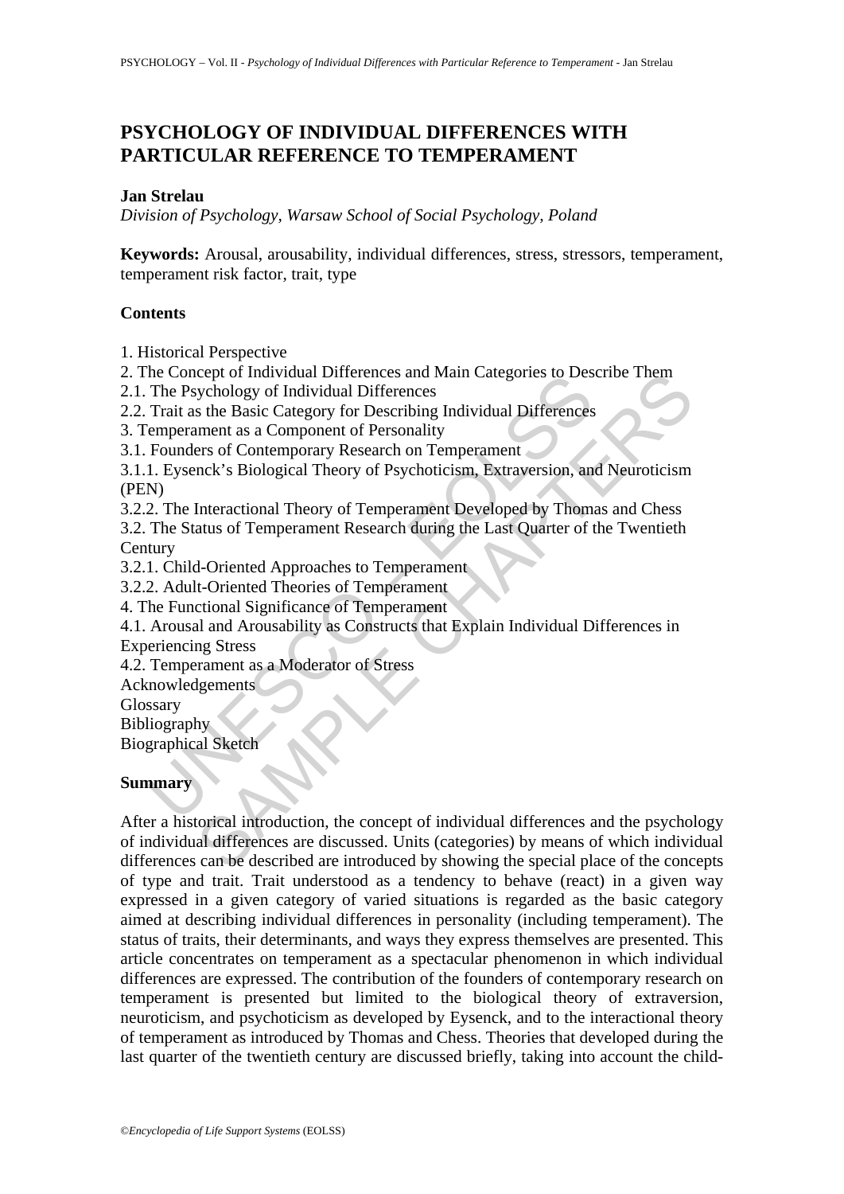# PSYCHOLOGY OF INDIVIDUAL DIFFERENCES WITH PARTICULAR REFERENCE TO TEMPERAMENT

**Jan Strelau**

*Division of Psychology, Warsaw School of Social Psychology, Poland*

**Keywords:** Arousal, arousability, individual differences, stress, stressors, temperament, temperament risk factor, trait, type

## Contents

1. Historical Perspective
2. The Concept of Individual Differences and Main Categories to Describe Them
2.1. The Psychology of Individual Differences
2.2. Trait as the Basic Category for Describing Individual Differences
3. Temperament as a Component of Personality
3.1. Founders of Contemporary Research on Temperament
3.1.1. Eysenck's Biological Theory of Psychoticism, Extraversion, and Neuroticism (PEN)
3.2.2. The Interactional Theory of Temperament Developed by Thomas and Chess
3.2. The Status of Temperament Research during the Last Quarter of the Twentieth Century
3.2.1. Child-Oriented Approaches to Temperament
3.2.2. Adult-Oriented Theories of Temperament
4. The Functional Significance of Temperament
4.1. Arousal and Arousability as Constructs that Explain Individual Differences in Experiencing Stress
4.2. Temperament as a Moderator of Stress

Acknowledgements

Glossary

Bibliography

Biographical Sketch

## Summary

After a historical introduction, the concept of individual differences and the psychology of individual differences are discussed. Units (categories) by means of which individual differences can be described are introduced by showing the special place of the concepts of type and trait. Trait understood as a tendency to behave (react) in a given way expressed in a given category of varied situations is regarded as the basic category aimed at describing individual differences in personality (including temperament). The status of traits, their determinants, and ways they express themselves are presented. This article concentrates on temperament as a spectacular phenomenon in which individual differences are expressed. The contribution of the founders of contemporary research on temperament is presented but limited to the biological theory of extraversion, neuroticism, and psychoticism as developed by Eysenck, and to the interactional theory of temperament as introduced by Thomas and Chess. Theories that developed during the last quarter of the twentieth century are discussed briefly, taking into account the child-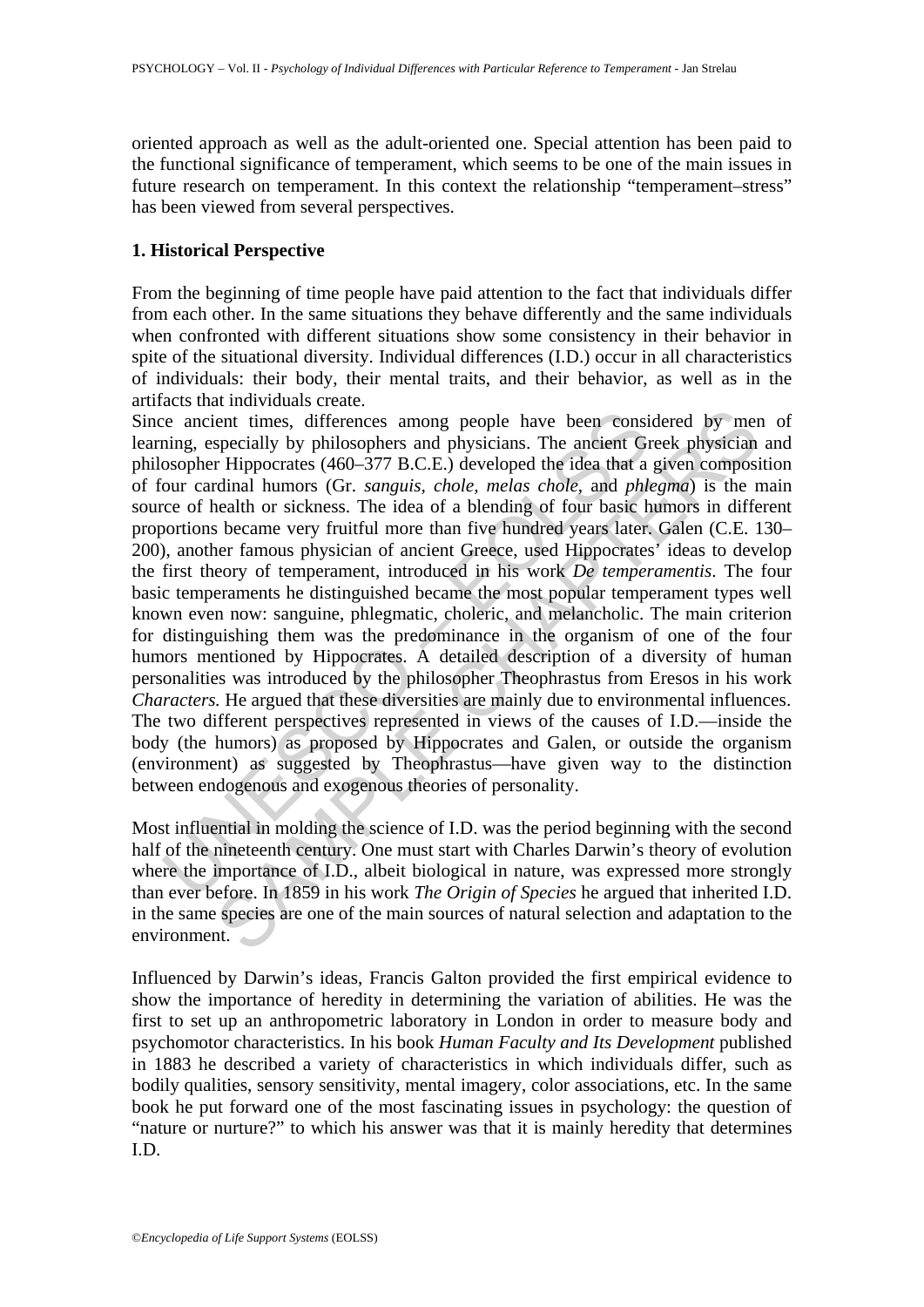oriented approach as well as the adult-oriented one. Special attention has been paid to the functional significance of temperament, which seems to be one of the main issues in future research on temperament. In this context the relationship "temperament–stress" has been viewed from several perspectives.

## 1. Historical Perspective

From the beginning of time people have paid attention to the fact that individuals differ from each other. In the same situations they behave differently and the same individuals when confronted with different situations show some consistency in their behavior in spite of the situational diversity. Individual differences (I.D.) occur in all characteristics of individuals: their body, their mental traits, and their behavior, as well as in the artifacts that individuals create.

Since ancient times, differences among people have been considered by men of learning, especially by philosophers and physicians. The ancient Greek physician and philosopher Hippocrates (460–377 B.C.E.) developed the idea that a given composition of four cardinal humors (Gr. *sanguis, chole, melas chole,* and *phlegma*) is the main source of health or sickness. The idea of a blending of four basic humors in different proportions became very fruitful more than five hundred years later. Galen (C.E. 130–200), another famous physician of ancient Greece, used Hippocrates' ideas to develop the first theory of temperament, introduced in his work *De temperamentis*. The four basic temperaments he distinguished became the most popular temperament types well known even now: sanguine, phlegmatic, choleric, and melancholic. The main criterion for distinguishing them was the predominance in the organism of one of the four humors mentioned by Hippocrates. A detailed description of a diversity of human personalities was introduced by the philosopher Theophrastus from Eresos in his work *Characters.* He argued that these diversities are mainly due to environmental influences. The two different perspectives represented in views of the causes of I.D.—inside the body (the humors) as proposed by Hippocrates and Galen, or outside the organism (environment) as suggested by Theophrastus—have given way to the distinction between endogenous and exogenous theories of personality.

Most influential in molding the science of I.D. was the period beginning with the second half of the nineteenth century. One must start with Charles Darwin's theory of evolution where the importance of I.D., albeit biological in nature, was expressed more strongly than ever before. In 1859 in his work *The Origin of Species* he argued that inherited I.D. in the same species are one of the main sources of natural selection and adaptation to the environment.

Influenced by Darwin's ideas, Francis Galton provided the first empirical evidence to show the importance of heredity in determining the variation of abilities. He was the first to set up an anthropometric laboratory in London in order to measure body and psychomotor characteristics. In his book *Human Faculty and Its Development* published in 1883 he described a variety of characteristics in which individuals differ, such as bodily qualities, sensory sensitivity, mental imagery, color associations, etc. In the same book he put forward one of the most fascinating issues in psychology: the question of "nature or nurture?" to which his answer was that it is mainly heredity that determines I.D.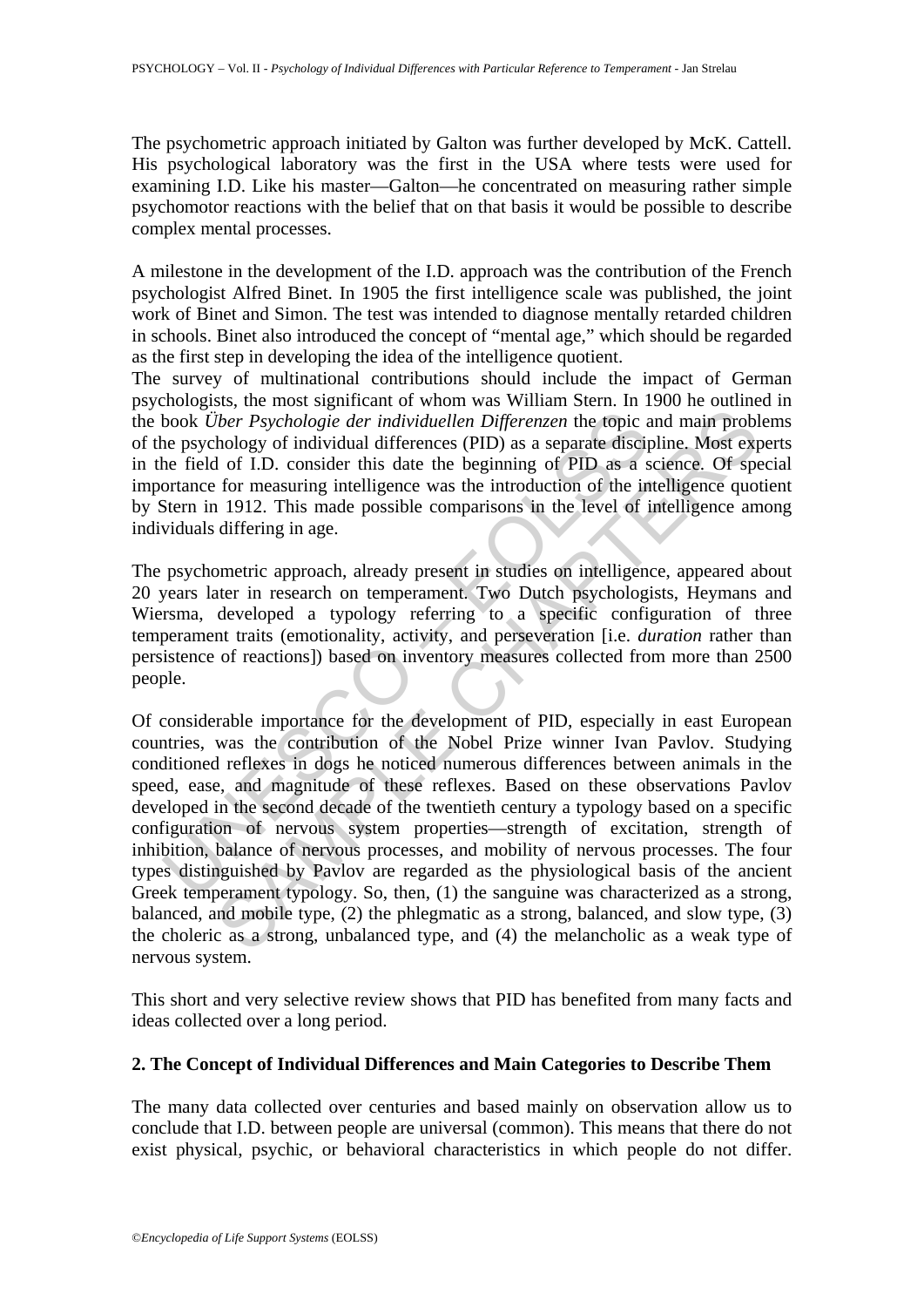The psychometric approach initiated by Galton was further developed by McK. Cattell. His psychological laboratory was the first in the USA where tests were used for examining I.D. Like his master—Galton—he concentrated on measuring rather simple psychomotor reactions with the belief that on that basis it would be possible to describe complex mental processes.

A milestone in the development of the I.D. approach was the contribution of the French psychologist Alfred Binet. In 1905 the first intelligence scale was published, the joint work of Binet and Simon. The test was intended to diagnose mentally retarded children in schools. Binet also introduced the concept of "mental age," which should be regarded as the first step in developing the idea of the intelligence quotient.

The survey of multinational contributions should include the impact of German psychologists, the most significant of whom was William Stern. In 1900 he outlined in the book *Über Psychologie der individuellen Differenzen* the topic and main problems of the psychology of individual differences (PID) as a separate discipline. Most experts in the field of I.D. consider this date the beginning of PID as a science. Of special importance for measuring intelligence was the introduction of the intelligence quotient by Stern in 1912. This made possible comparisons in the level of intelligence among individuals differing in age.

The psychometric approach, already present in studies on intelligence, appeared about 20 years later in research on temperament. Two Dutch psychologists, Heymans and Wiersma, developed a typology referring to a specific configuration of three temperament traits (emotionality, activity, and perseveration [i.e. *duration* rather than persistence of reactions]) based on inventory measures collected from more than 2500 people.

Of considerable importance for the development of PID, especially in east European countries, was the contribution of the Nobel Prize winner Ivan Pavlov. Studying conditioned reflexes in dogs he noticed numerous differences between animals in the speed, ease, and magnitude of these reflexes. Based on these observations Pavlov developed in the second decade of the twentieth century a typology based on a specific configuration of nervous system properties—strength of excitation, strength of inhibition, balance of nervous processes, and mobility of nervous processes. The four types distinguished by Pavlov are regarded as the physiological basis of the ancient Greek temperament typology. So, then, (1) the sanguine was characterized as a strong, balanced, and mobile type, (2) the phlegmatic as a strong, balanced, and slow type, (3) the choleric as a strong, unbalanced type, and (4) the melancholic as a weak type of nervous system.

This short and very selective review shows that PID has benefited from many facts and ideas collected over a long period.

## 2. The Concept of Individual Differences and Main Categories to Describe Them

The many data collected over centuries and based mainly on observation allow us to conclude that I.D. between people are universal (common). This means that there do not exist physical, psychic, or behavioral characteristics in which people do not differ.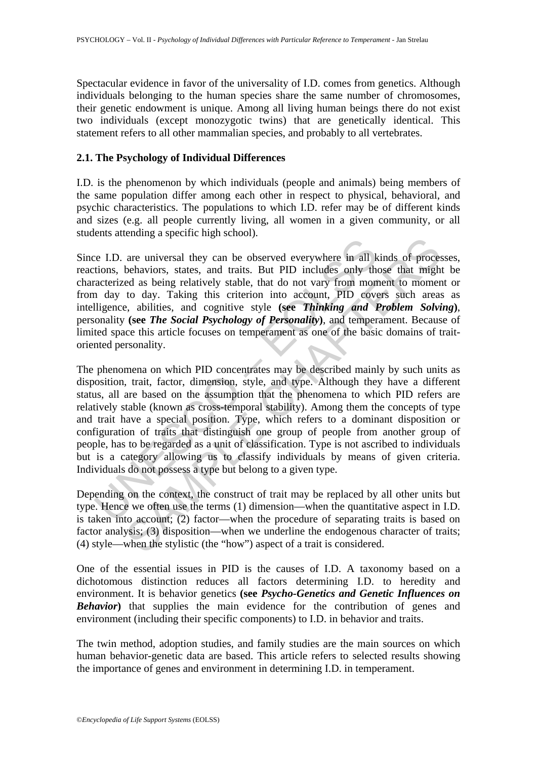Spectacular evidence in favor of the universality of I.D. comes from genetics. Although individuals belonging to the human species share the same number of chromosomes, their genetic endowment is unique. Among all living human beings there do not exist two individuals (except monozygotic twins) that are genetically identical. This statement refers to all other mammalian species, and probably to all vertebrates.

### 2.1. The Psychology of Individual Differences

I.D. is the phenomenon by which individuals (people and animals) being members of the same population differ among each other in respect to physical, behavioral, and psychic characteristics. The populations to which I.D. refer may be of different kinds and sizes (e.g. all people currently living, all women in a given community, or all students attending a specific high school).

Since I.D. are universal they can be observed everywhere in all kinds of processes, reactions, behaviors, states, and traits. But PID includes only those that might be characterized as being relatively stable, that do not vary from moment to moment or from day to day. Taking this criterion into account, PID covers such areas as intelligence, abilities, and cognitive style **(see *Thinking and Problem Solving*)**, personality **(see *The Social Psychology of Personality*)**, and temperament. Because of limited space this article focuses on temperament as one of the basic domains of trait-oriented personality.

The phenomena on which PID concentrates may be described mainly by such units as disposition, trait, factor, dimension, style, and type. Although they have a different status, all are based on the assumption that the phenomena to which PID refers are relatively stable (known as cross-temporal stability). Among them the concepts of type and trait have a special position. Type, which refers to a dominant disposition or configuration of traits that distinguish one group of people from another group of people, has to be regarded as a unit of classification. Type is not ascribed to individuals but is a category allowing us to classify individuals by means of given criteria. Individuals do not possess a type but belong to a given type.

Depending on the context, the construct of trait may be replaced by all other units but type. Hence we often use the terms (1) dimension—when the quantitative aspect in I.D. is taken into account; (2) factor—when the procedure of separating traits is based on factor analysis; (3) disposition—when we underline the endogenous character of traits; (4) style—when the stylistic (the "how") aspect of a trait is considered.

One of the essential issues in PID is the causes of I.D. A taxonomy based on a dichotomous distinction reduces all factors determining I.D. to heredity and environment. It is behavior genetics **(see *Psycho-Genetics and Genetic Influences on Behavior*)** that supplies the main evidence for the contribution of genes and environment (including their specific components) to I.D. in behavior and traits.

The twin method, adoption studies, and family studies are the main sources on which human behavior-genetic data are based. This article refers to selected results showing the importance of genes and environment in determining I.D. in temperament.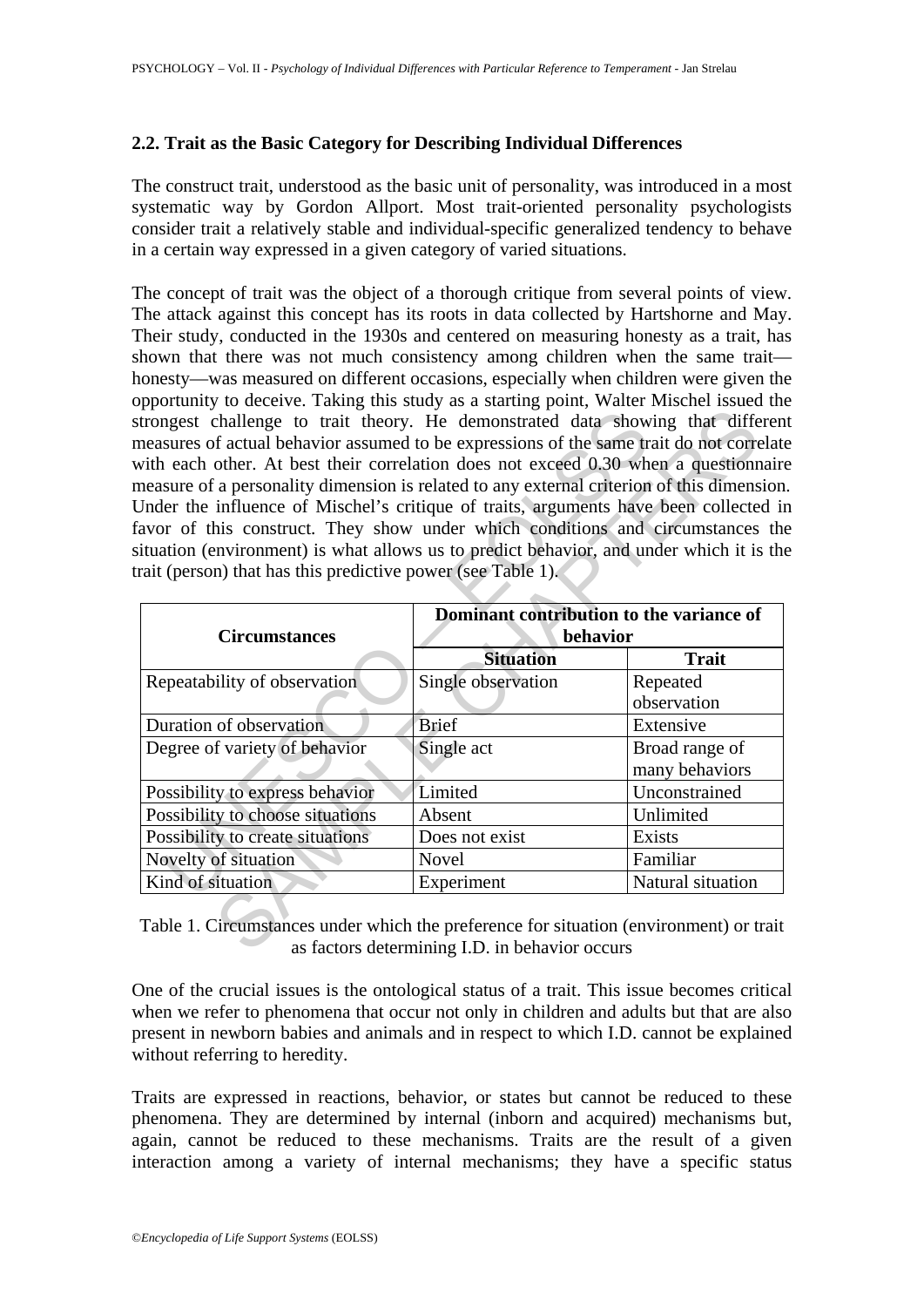### 2.2. Trait as the Basic Category for Describing Individual Differences

The construct trait, understood as the basic unit of personality, was introduced in a most systematic way by Gordon Allport. Most trait-oriented personality psychologists consider trait a relatively stable and individual-specific generalized tendency to behave in a certain way expressed in a given category of varied situations.

The concept of trait was the object of a thorough critique from several points of view. The attack against this concept has its roots in data collected by Hartshorne and May. Their study, conducted in the 1930s and centered on measuring honesty as a trait, has shown that there was not much consistency among children when the same trait—honesty—was measured on different occasions, especially when children were given the opportunity to deceive. Taking this study as a starting point, Walter Mischel issued the strongest challenge to trait theory. He demonstrated data showing that different measures of actual behavior assumed to be expressions of the same trait do not correlate with each other. At best their correlation does not exceed 0.30 when a questionnaire measure of a personality dimension is related to any external criterion of this dimension. Under the influence of Mischel's critique of traits, arguments have been collected in favor of this construct. They show under which conditions and circumstances the situation (environment) is what allows us to predict behavior, and under which it is the trait (person) that has this predictive power (see Table 1).

| Circumstances | Dominant contribution to the variance of behavior | |
|---|---|---|
| | **Situation** | **Trait** |
| Repeatability of observation | Single observation | Repeated observation |
| Duration of observation | Brief | Extensive |
| Degree of variety of behavior | Single act | Broad range of many behaviors |
| Possibility to express behavior | Limited | Unconstrained |
| Possibility to choose situations | Absent | Unlimited |
| Possibility to create situations | Does not exist | Exists |
| Novelty of situation | Novel | Familiar |
| Kind of situation | Experiment | Natural situation |

Table 1. Circumstances under which the preference for situation (environment) or trait as factors determining I.D. in behavior occurs

One of the crucial issues is the ontological status of a trait. This issue becomes critical when we refer to phenomena that occur not only in children and adults but that are also present in newborn babies and animals and in respect to which I.D. cannot be explained without referring to heredity.

Traits are expressed in reactions, behavior, or states but cannot be reduced to these phenomena. They are determined by internal (inborn and acquired) mechanisms but, again, cannot be reduced to these mechanisms. Traits are the result of a given interaction among a variety of internal mechanisms; they have a specific status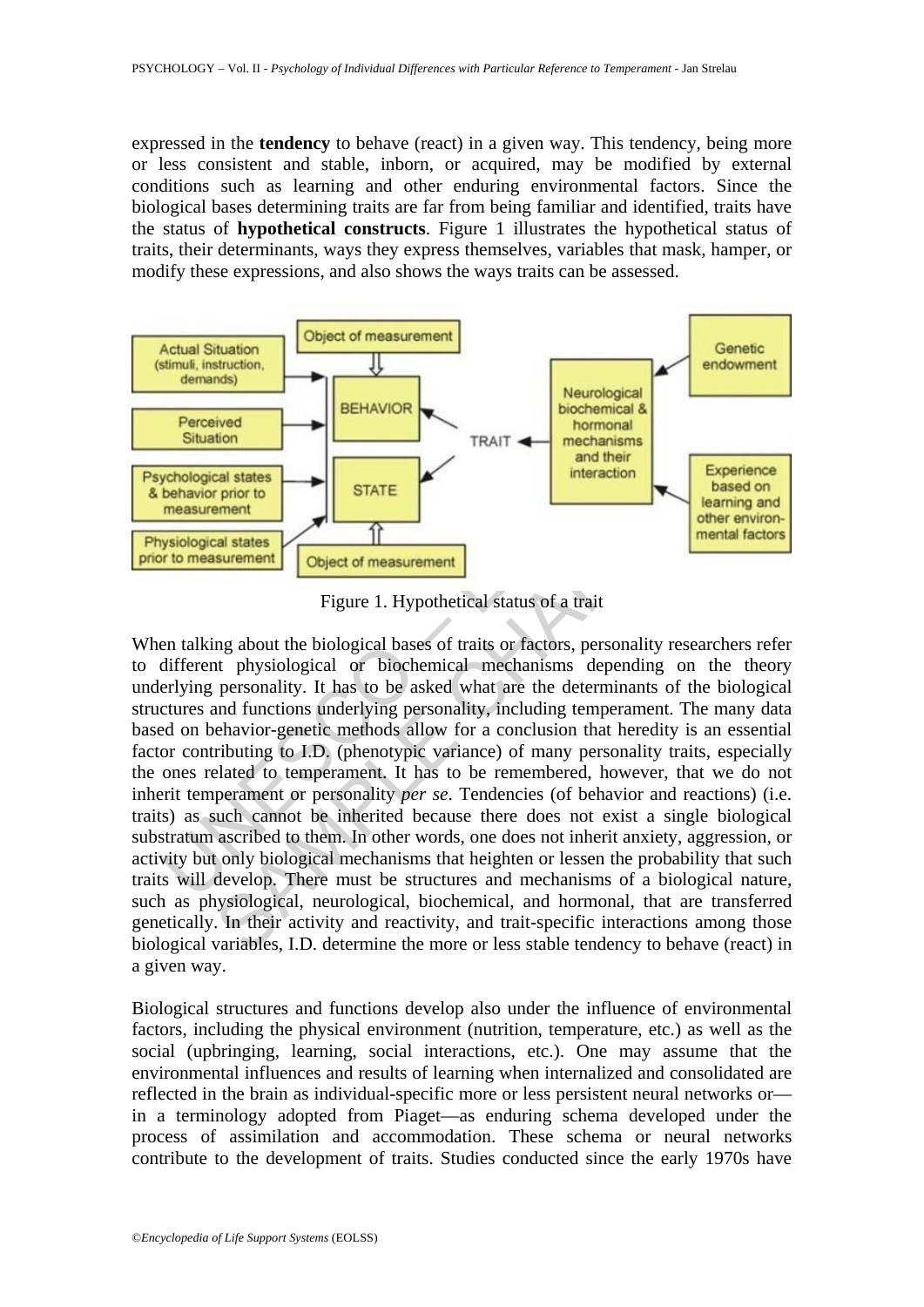expressed in the **tendency** to behave (react) in a given way. This tendency, being more or less consistent and stable, inborn, or acquired, may be modified by external conditions such as learning and other enduring environmental factors. Since the biological bases determining traits are far from being familiar and identified, traits have the status of **hypothetical constructs**. Figure 1 illustrates the hypothetical status of traits, their determinants, ways they express themselves, variables that mask, hamper, or modify these expressions, and also shows the ways traits can be assessed.

Figure 1. Hypothetical status of a trait

When talking about the biological bases of traits or factors, personality researchers refer to different physiological or biochemical mechanisms depending on the theory underlying personality. It has to be asked what are the determinants of the biological structures and functions underlying personality, including temperament. The many data based on behavior-genetic methods allow for a conclusion that heredity is an essential factor contributing to I.D. (phenotypic variance) of many personality traits, especially the ones related to temperament. It has to be remembered, however, that we do not inherit temperament or personality *per se*. Tendencies (of behavior and reactions) (i.e. traits) as such cannot be inherited because there does not exist a single biological substratum ascribed to them. In other words, one does not inherit anxiety, aggression, or activity but only biological mechanisms that heighten or lessen the probability that such traits will develop. There must be structures and mechanisms of a biological nature, such as physiological, neurological, biochemical, and hormonal, that are transferred genetically. In their activity and reactivity, and trait-specific interactions among those biological variables, I.D. determine the more or less stable tendency to behave (react) in a given way.

Biological structures and functions develop also under the influence of environmental factors, including the physical environment (nutrition, temperature, etc.) as well as the social (upbringing, learning, social interactions, etc.). One may assume that the environmental influences and results of learning when internalized and consolidated are reflected in the brain as individual-specific more or less persistent neural networks or—in a terminology adopted from Piaget—as enduring schema developed under the process of assimilation and accommodation. These schema or neural networks contribute to the development of traits. Studies conducted since the early 1970s have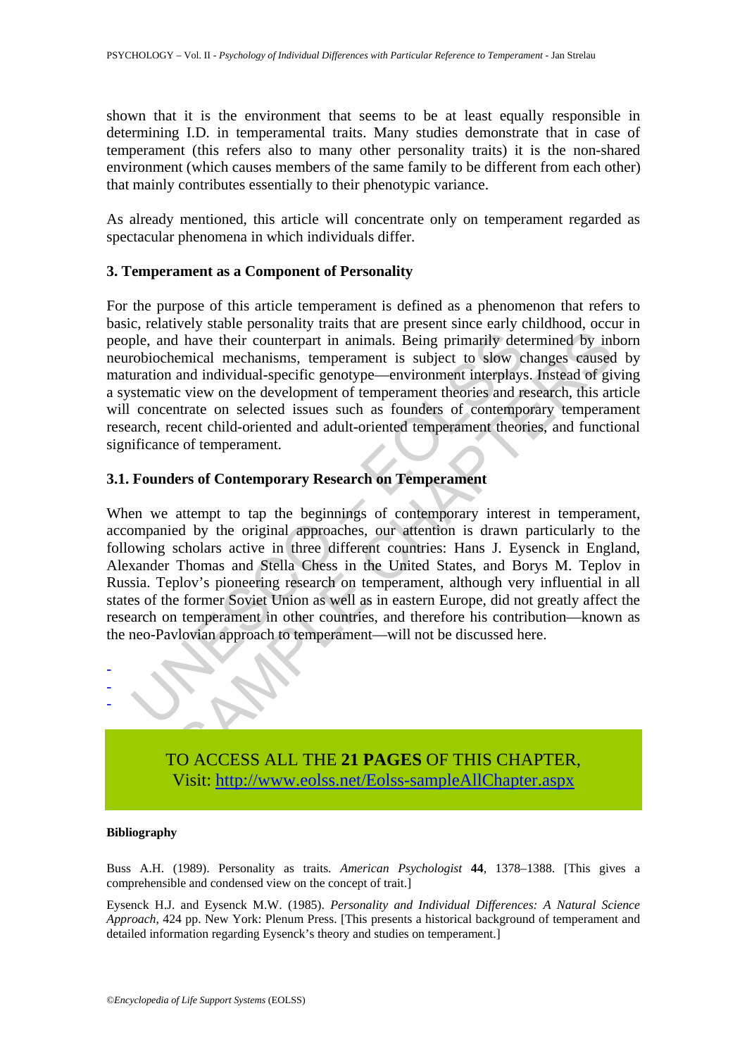shown that it is the environment that seems to be at least equally responsible in determining I.D. in temperamental traits. Many studies demonstrate that in case of temperament (this refers also to many other personality traits) it is the non-shared environment (which causes members of the same family to be different from each other) that mainly contributes essentially to their phenotypic variance.

As already mentioned, this article will concentrate only on temperament regarded as spectacular phenomena in which individuals differ.

### 3. Temperament as a Component of Personality

For the purpose of this article temperament is defined as a phenomenon that refers to basic, relatively stable personality traits that are present since early childhood, occur in people, and have their counterpart in animals. Being primarily determined by inborn neurobiochemical mechanisms, temperament is subject to slow changes caused by maturation and individual-specific genotype—environment interplays. Instead of giving a systematic view on the development of temperament theories and research, this article will concentrate on selected issues such as founders of contemporary temperament research, recent child-oriented and adult-oriented temperament theories, and functional significance of temperament.

### 3.1. Founders of Contemporary Research on Temperament

When we attempt to tap the beginnings of contemporary interest in temperament, accompanied by the original approaches, our attention is drawn particularly to the following scholars active in three different countries: Hans J. Eysenck in England, Alexander Thomas and Stella Chess in the United States, and Borys M. Teplov in Russia. Teplov's pioneering research on temperament, although very influential in all states of the former Svíet Union as well as in eastern Europe, did not greatly affect the research on temperament in other countries, and therefore his contribution—known as the neo-Pavlovian approach to temperament—will not be discussed here.

-
-
-

TO ACCESS ALL THE **21 PAGES** OF THIS CHAPTER,
Visit: http://www.eolss.net/Eolss-sampleAllChapter.aspx

#### Bibliography

Buss A.H. (1989). Personality as traits. *American Psychologist* **44**, 1378–1388. [This gives a comprehensible and condensed view on the concept of trait.]

Eysenck H.J. and Eysenck M.W. (1985). *Personality and Individual Differences: A Natural Science Approach*, 424 pp. New York: Plenum Press. [This presents a historical background of temperament and detailed information regarding Eysenck's theory and studies on temperament.]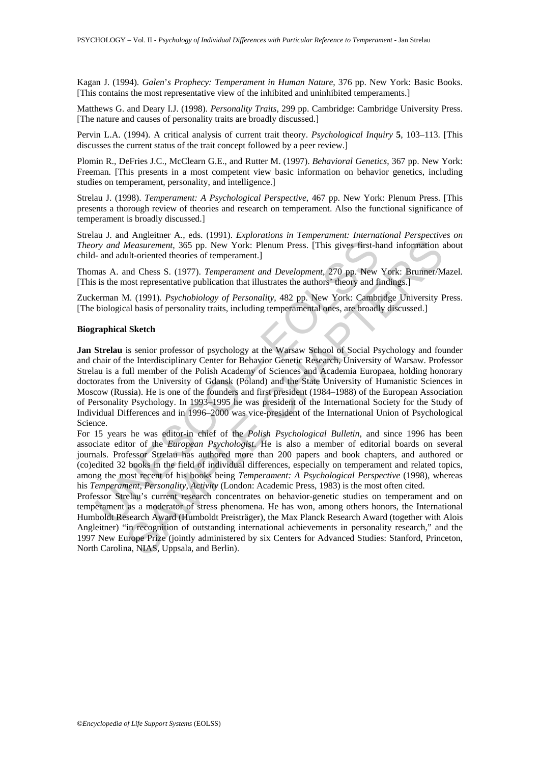Kagan J. (1994). *Galen's Prophecy: Temperament in Human Nature*, 376 pp. New York: Basic Books. [This contains the most representative view of the inhibited and uninhibited temperaments.]

Matthews G. and Deary I.J. (1998). *Personality Traits*, 299 pp. Cambridge: Cambridge University Press. [The nature and causes of personality traits are broadly discussed.]

Pervin L.A. (1994). A critical analysis of current trait theory. *Psychological Inquiry* **5**, 103–113. [This discusses the current status of the trait concept followed by a peer review.]

Plomin R., DeFries J.C., McClearn G.E., and Rutter M. (1997). *Behavioral Genetics*, 367 pp. New York: Freeman. [This presents in a most competent view basic information on behavior genetics, including studies on temperament, personality, and intelligence.]

Strelau J. (1998). *Temperament: A Psychological Perspective*, 467 pp. New York: Plenum Press. [This presents a thorough review of theories and research on temperament. Also the functional significance of temperament is broadly discussed.]

Strelau J. and Angleitner A., eds. (1991). *Explorations in Temperament: International Perspectives on Theory and Measurement*, 365 pp. New York: Plenum Press. [This gives first-hand information about child- and adult-oriented theories of temperament.]

Thomas A. and Chess S. (1977). *Temperament and Development*, 270 pp. New York: Brunner/Mazel. [This is the most representative publication that illustrates the authors' theory and findings.]

Zuckerman M. (1991). *Psychobiology of Personality*, 482 pp. New York: Cambridge University Press. [The biological basis of personality traits, including temperamental ones, are broadly discussed.]

**Biographical Sketch**

**Jan Strelau** is senior professor of psychology at the Warsaw School of Social Psychology and founder and chair of the Interdisciplinary Center for Behavior Genetic Research, University of Warsaw. Professor Strelau is a full member of the Polish Academy of Sciences and Academia Europaea, holding honorary doctorates from the University of Gdansk (Poland) and the State University of Humanistic Sciences in Moscow (Russia). He is one of the founders and first president (1984–1988) of the European Association of Personality Psychology. In 1993–1995 he was president of the International Society for the Study of Individual Differences and in 1996–2000 was vice-president of the International Union of Psychological Science.

For 15 years he was editor-in chief of the *Polish Psychological Bulletin*, and since 1996 has been associate editor of the *European Psychologist*. He is also a member of editorial boards on several journals. Professor Strelau has authored more than 200 papers and book chapters, and authored or (co)edited 32 books in the field of individual differences, especially on temperament and related topics, among the most recent of his books being *Temperament: A Psychological Perspective* (1998), whereas his *Temperament, Personality, Activity* (London: Academic Press, 1983) is the most often cited.

Professor Strelau's current research concentrates on behavior-genetic studies on temperament and on temperament as a moderator of stress phenomena. He has won, among others honors, the International Humboldt Research Award (Humboldt Preisträger), the Max Planck Research Award (together with Alois Angleitner) "in recognition of outstanding international achievements in personality research," and the 1997 New Europe Prize (jointly administered by six Centers for Advanced Studies: Stanford, Princeton, North Carolina, NIAS, Uppsala, and Berlin).